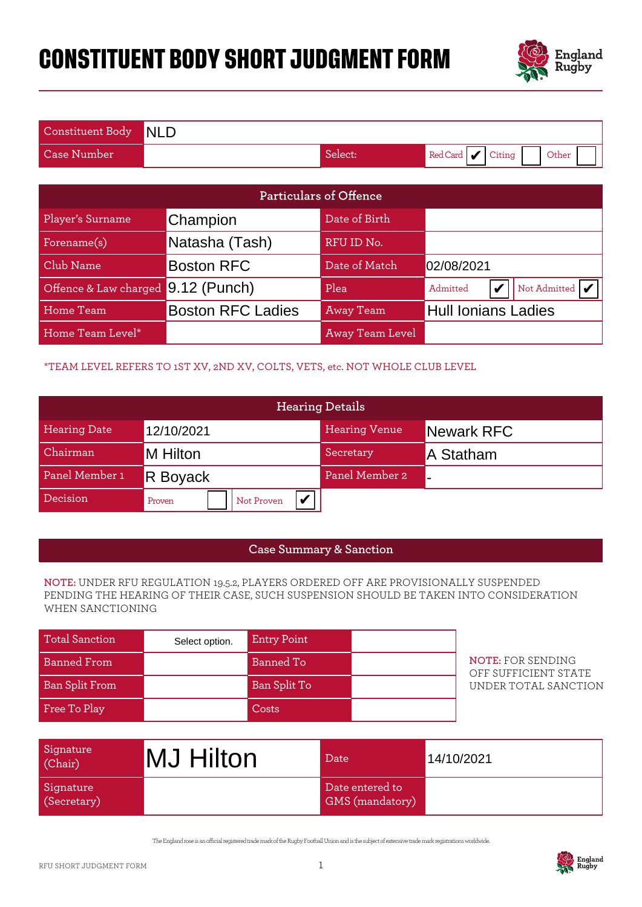# CONSTITUENT BODY SHORT JUDGMENT FORM

| Constituent Body | NLD | | |
|---|---|---|---|
| Case Number | | Select: | Red Card ✔ Citing ☐ Other ☐ |

| Particulars of Offence | | | |
|---|---|---|---|
| Player's Surname | Champion | Date of Birth | |
| Forename(s) | Natasha (Tash) | RFU ID No. | |
| Club Name | Boston RFC | Date of Match | 02/08/2021 |
| Offence & Law charged | 9.12 (Punch) | Plea | Admitted ✔ Not Admitted ✔ |
| Home Team | Boston RFC Ladies | Away Team | Hull Ionians Ladies |
| Home Team Level* | | Away Team Level | |

*TEAM LEVEL REFERS TO 1ST XV, 2ND XV, COLTS, VETS, etc. NOT WHOLE CLUB LEVEL

| Hearing Details | | | |
|---|---|---|---|
| Hearing Date | 12/10/2021 | Hearing Venue | Newark RFC |
| Chairman | M Hilton | Secretary | A Statham |
| Panel Member 1 | R Boyack | Panel Member 2 | - |
| Decision | Proven ☐ Not Proven ✔ | | |

## Case Summary & Sanction

**NOTE:** UNDER RFU REGULATION 19.5.2, PLAYERS ORDERED OFF ARE PROVISIONALLY SUSPENDED PENDING THE HEARING OF THEIR CASE, SUCH SUSPENSION SHOULD BE TAKEN INTO CONSIDERATION WHEN SANCTIONING

| Total Sanction | Select option. | Entry Point | |
|---|---|---|---|
| Banned From | | Banned To | |
| Ban Split From | | Ban Split To | |
| Free To Play | | Costs | |

**NOTE:** FOR SENDING OFF SUFFICIENT STATE UNDER TOTAL SANCTION

| Signature (Chair) | MJ Hilton | Date | 14/10/2021 |
|---|---|---|---|
| Signature (Secretary) | | Date entered to GMS (mandatory) | |

The England rose is an official registered trade mark of the Rugby Football Union and is the subject of extensive trade mark registrations worldwide.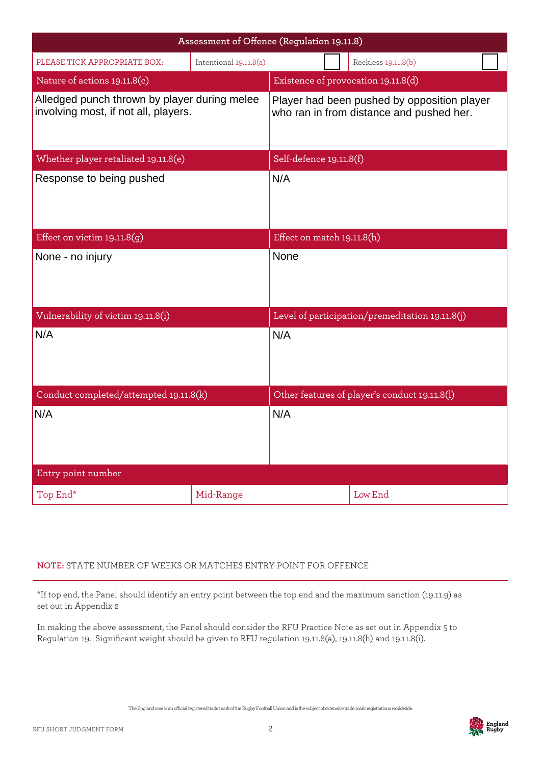## Assessment of Offence (Regulation 19.11.8)

| PLEASE TICK APPROPRIATE BOX: | Intentional 19.11.8(a) | ☐ | Reckless 19.11.8(b) | ☐ |
|---|---|---|---|---|

| Nature of actions 19.11.8(c) | Existence of provocation 19.11.8(d) |
|---|---|
| Alledged punch thrown by player during melee involving most, if not all, players. | Player had been pushed by opposition player who ran in from distance and pushed her. |
| **Whether player retaliated 19.11.8(e)** | **Self-defence 19.11.8(f)** |
| Response to being pushed | N/A |
| **Effect on victim 19.11.8(g)** | **Effect on match 19.11.8(h)** |
| None - no injury | None |
| **Vulnerability of victim 19.11.8(i)** | **Level of participation/premeditation 19.11.8(j)** |
| N/A | N/A |
| **Conduct completed/attempted 19.11.8(k)** | **Other features of player's conduct 19.11.8(l)** |
| N/A | N/A |

| Entry point number | | |
|---|---|---|
| Top End* | Mid-Range | Low End |

**NOTE:** STATE NUMBER OF WEEKS OR MATCHES ENTRY POINT FOR OFFENCE

*If top end, the Panel should identify an entry point between the top end and the maximum sanction (19.11.9) as set out in Appendix 2

In making the above assessment, the Panel should consider the RFU Practice Note as set out in Appendix 5 to Regulation 19. Significant weight should be given to RFU regulation 19.11.8(a), 19.11.8(h) and 19.11.8(i).

The England rose is an official registered trade mark of the Rugby Football Union and is the subject of extensive trade mark registrations worldwide.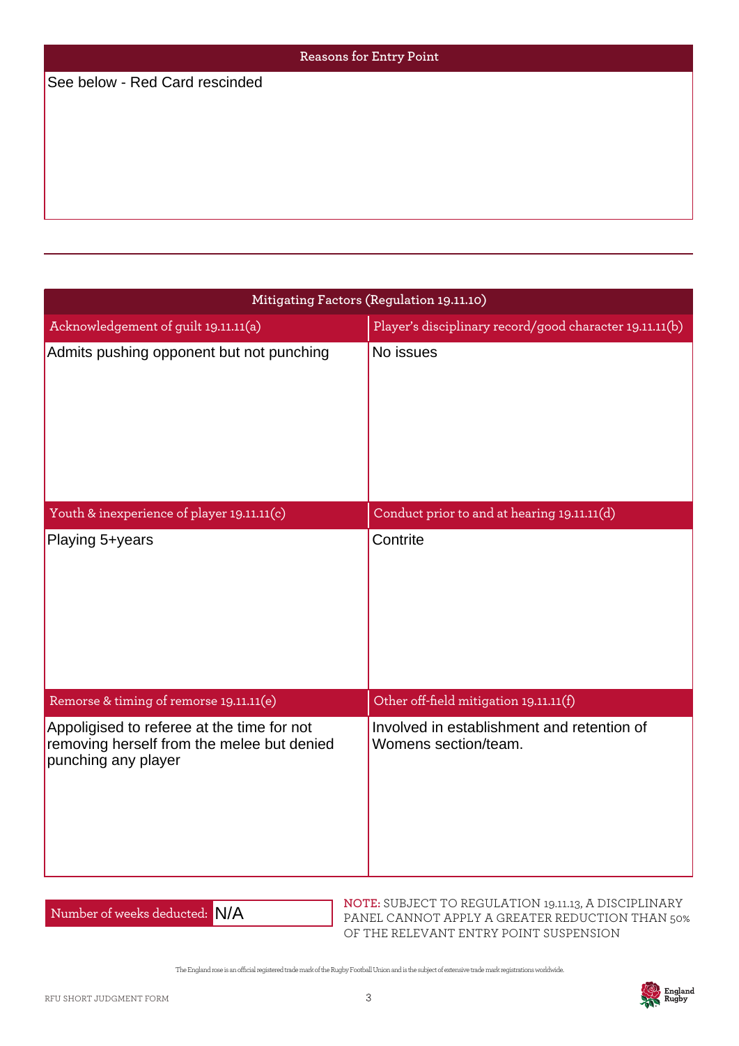## Reasons for Entry Point

See below - Red Card rescinded

---

## Mitigating Factors (Regulation 19.11.10)

| Acknowledgement of guilt 19.11.11(a) | Player's disciplinary record/good character 19.11.11(b) |
|---|---|
| Admits pushing opponent but not punching | No issues |

| Youth & inexperience of player 19.11.11(c) | Conduct prior to and at hearing 19.11.11(d) |
|---|---|
| Playing 5+years | Contrite |

| Remorse & timing of remorse 19.11.11(e) | Other off-field mitigation 19.11.11(f) |
|---|---|
| Appoligised to referee at the time for not removing herself from the melee but denied punching any player | Involved in establishment and retention of Womens section/team. |

Number of weeks deducted: N/A

**NOTE:** SUBJECT TO REGULATION 19.11.13, A DISCIPLINARY PANEL CANNOT APPLY A GREATER REDUCTION THAN 50% OF THE RELEVANT ENTRY POINT SUSPENSION

The England rose is an official registered trade mark of the Rugby Football Union and is the subject of extensive trade mark registrations worldwide.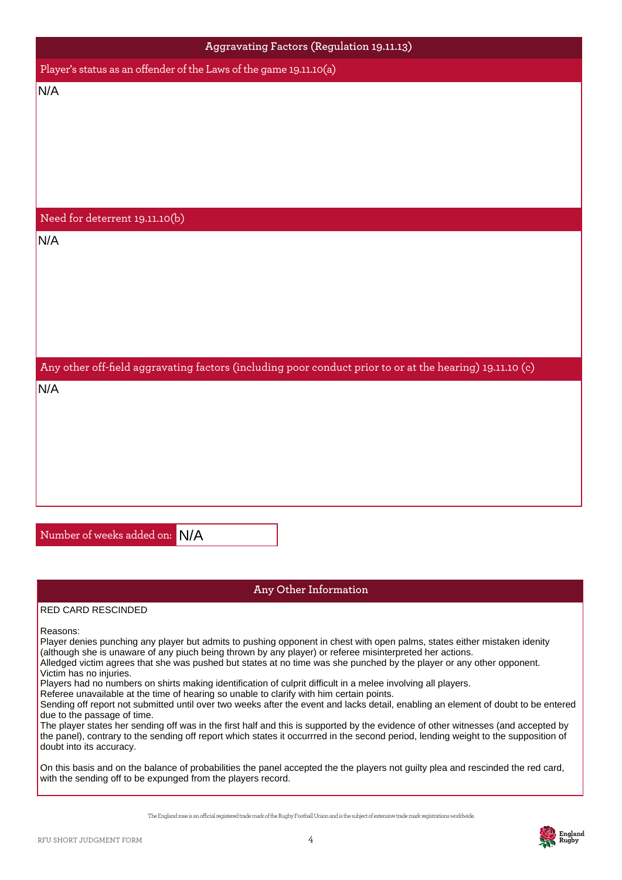## Aggravating Factors (Regulation 19.11.13)

### Player's status as an offender of the Laws of the game 19.11.10(a)

N/A

### Need for deterrent 19.11.10(b)

N/A

### Any other off-field aggravating factors (including poor conduct prior to or at the hearing) 19.11.10 (c)

N/A

Number of weeks added on: N/A

## Any Other Information

RED CARD RESCINDED

Reasons:
Player denies punching any player but admits to pushing opponent in chest with open palms, states either mistaken idenity (although she is unaware of any piuch being thrown by any player) or referee misinterpreted her actions.
Alledged victim agrees that she was pushed but states at no time was she punched by the player or any other opponent.
Victim has no injuries.
Players had no numbers on shirts making identification of culprit difficult in a melee involving all players.
Referee unavailable at the time of hearing so unable to clarify with him certain points.
Sending off report not submitted until over two weeks after the event and lacks detail, enabling an element of doubt to be entered due to the passage of time.
The player states her sending off was in the first half and this is supported by the evidence of other witnesses (and accepted by the panel), contrary to the sending off report which states it occurrred in the second period, lending weight to the supposition of doubt into its accuracy.

On this basis and on the balance of probabilities the panel accepted the the players not guilty plea and rescinded the red card, with the sending off to be expunged from the players record.

The England rose is an official registered trade mark of the Rugby Football Union and is the subject of extensive trade mark registrations worldwide.